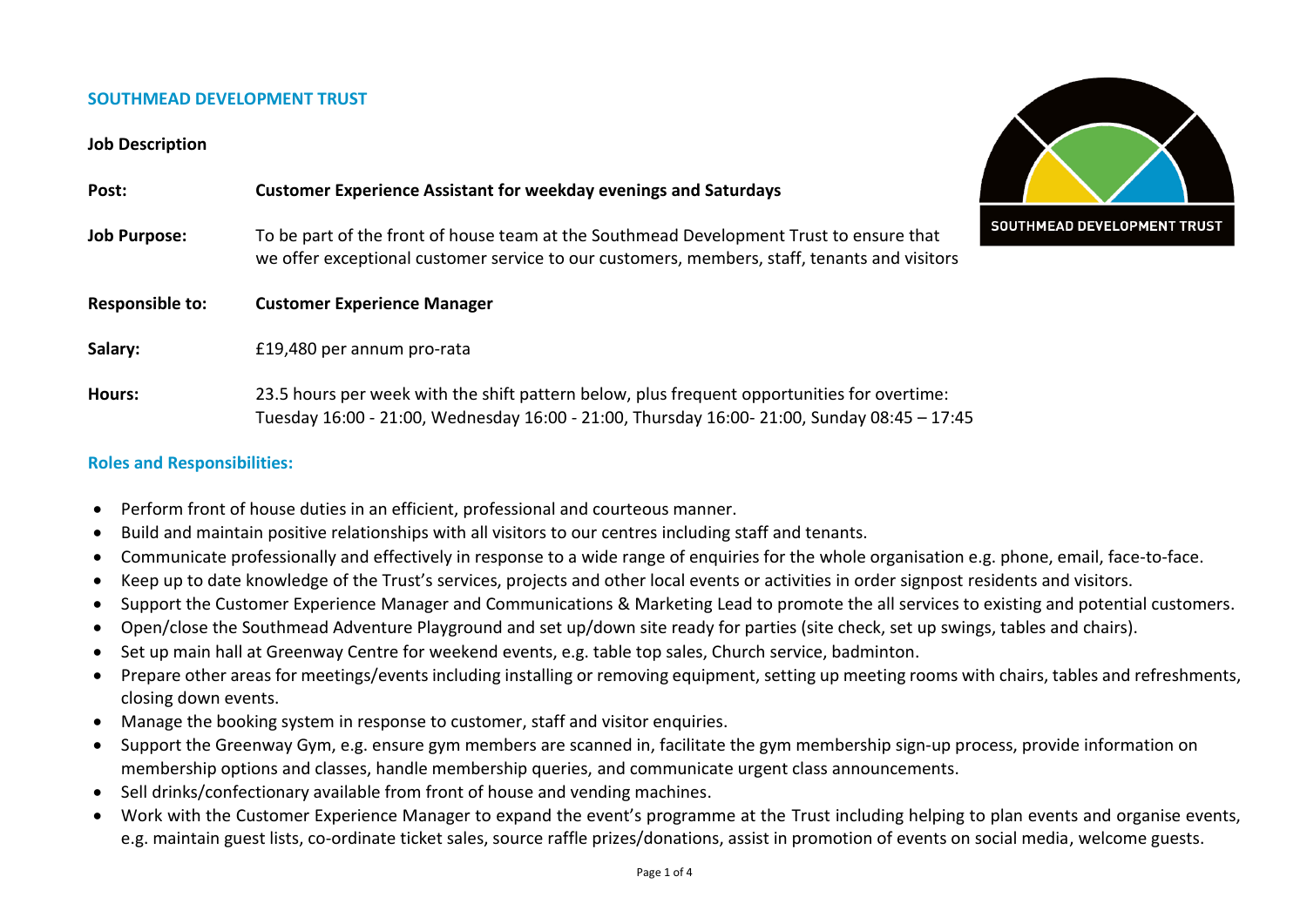## SOUTHMEAD DEVELOPMENT TRUST

**Job Description**

| | |
|---|---|
| **Post:** | **Customer Experience Assistant for weekday evenings and Saturdays** |
| **Job Purpose:** | To be part of the front of house team at the Southmead Development Trust to ensure that we offer exceptional customer service to our customers, members, staff, tenants and visitors |
| **Responsible to:** | **Customer Experience Manager** |
| **Salary:** | £19,480 per annum pro-rata |
| **Hours:** | 23.5 hours per week with the shift pattern below, plus frequent opportunities for overtime: Tuesday 16:00 - 21:00, Wednesday 16:00 - 21:00, Thursday 16:00- 21:00, Sunday 08:45 – 17:45 |

### Roles and Responsibilities:

- Perform front of house duties in an efficient, professional and courteous manner.
- Build and maintain positive relationships with all visitors to our centres including staff and tenants.
- Communicate professionally and effectively in response to a wide range of enquiries for the whole organisation e.g. phone, email, face-to-face.
- Keep up to date knowledge of the Trust's services, projects and other local events or activities in order signpost residents and visitors.
- Support the Customer Experience Manager and Communications & Marketing Lead to promote the all services to existing and potential customers.
- Open/close the Southmead Adventure Playground and set up/down site ready for parties (site check, set up swings, tables and chairs).
- Set up main hall at Greenway Centre for weekend events, e.g. table top sales, Church service, badminton.
- Prepare other areas for meetings/events including installing or removing equipment, setting up meeting rooms with chairs, tables and refreshments, closing down events.
- Manage the booking system in response to customer, staff and visitor enquiries.
- Support the Greenway Gym, e.g. ensure gym members are scanned in, facilitate the gym membership sign-up process, provide information on membership options and classes, handle membership queries, and communicate urgent class announcements.
- Sell drinks/confectionary available from front of house and vending machines.
- Work with the Customer Experience Manager to expand the event's programme at the Trust including helping to plan events and organise events, e.g. maintain guest lists, co-ordinate ticket sales, source raffle prizes/donations, assist in promotion of events on social media, welcome guests.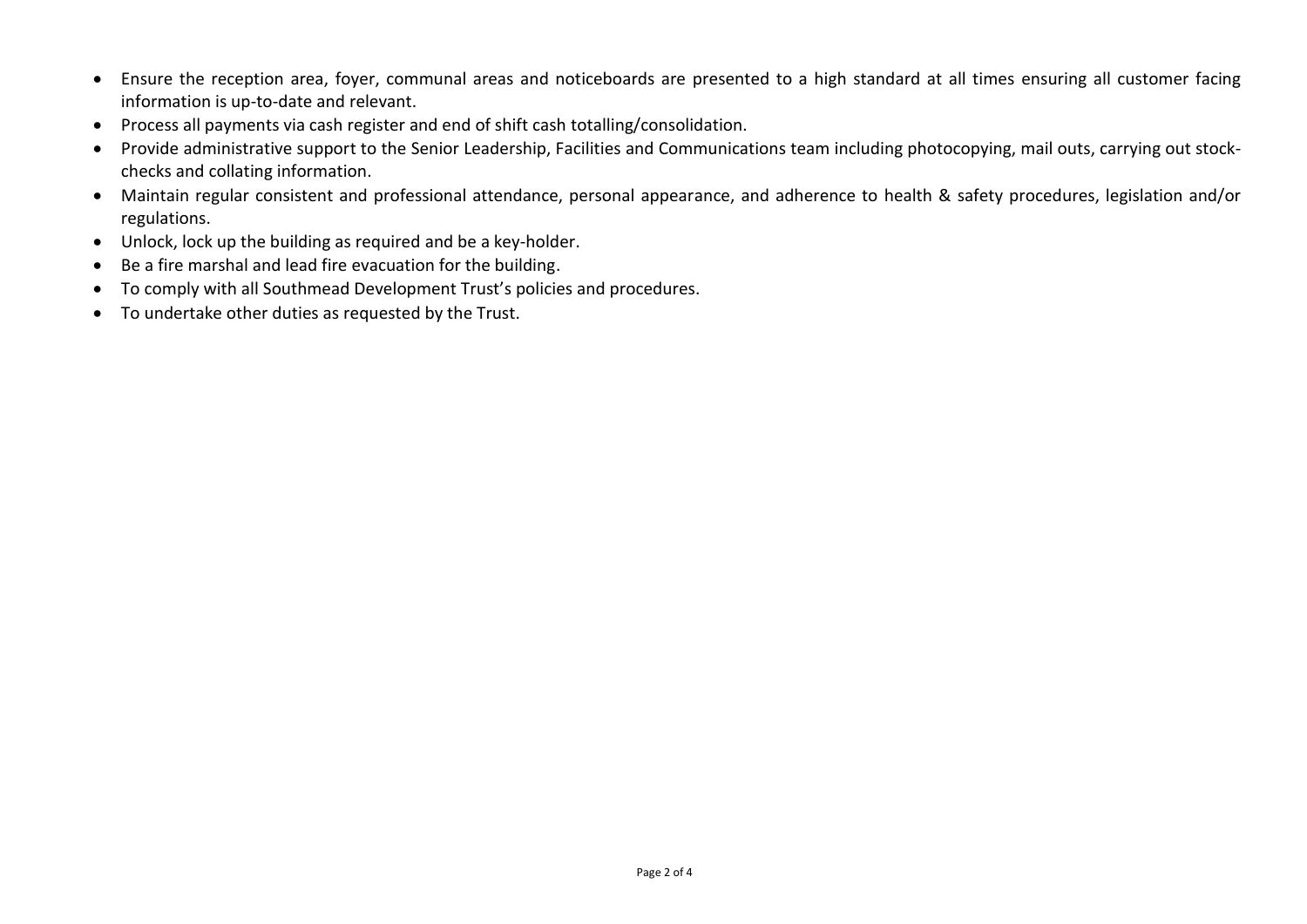- Ensure the reception area, foyer, communal areas and noticeboards are presented to a high standard at all times ensuring all customer facing information is up-to-date and relevant.
- Process all payments via cash register and end of shift cash totalling/consolidation.
- Provide administrative support to the Senior Leadership, Facilities and Communications team including photocopying, mail outs, carrying out stock-checks and collating information.
- Maintain regular consistent and professional attendance, personal appearance, and adherence to health & safety procedures, legislation and/or regulations.
- Unlock, lock up the building as required and be a key-holder.
- Be a fire marshal and lead fire evacuation for the building.
- To comply with all Southmead Development Trust's policies and procedures.
- To undertake other duties as requested by the Trust.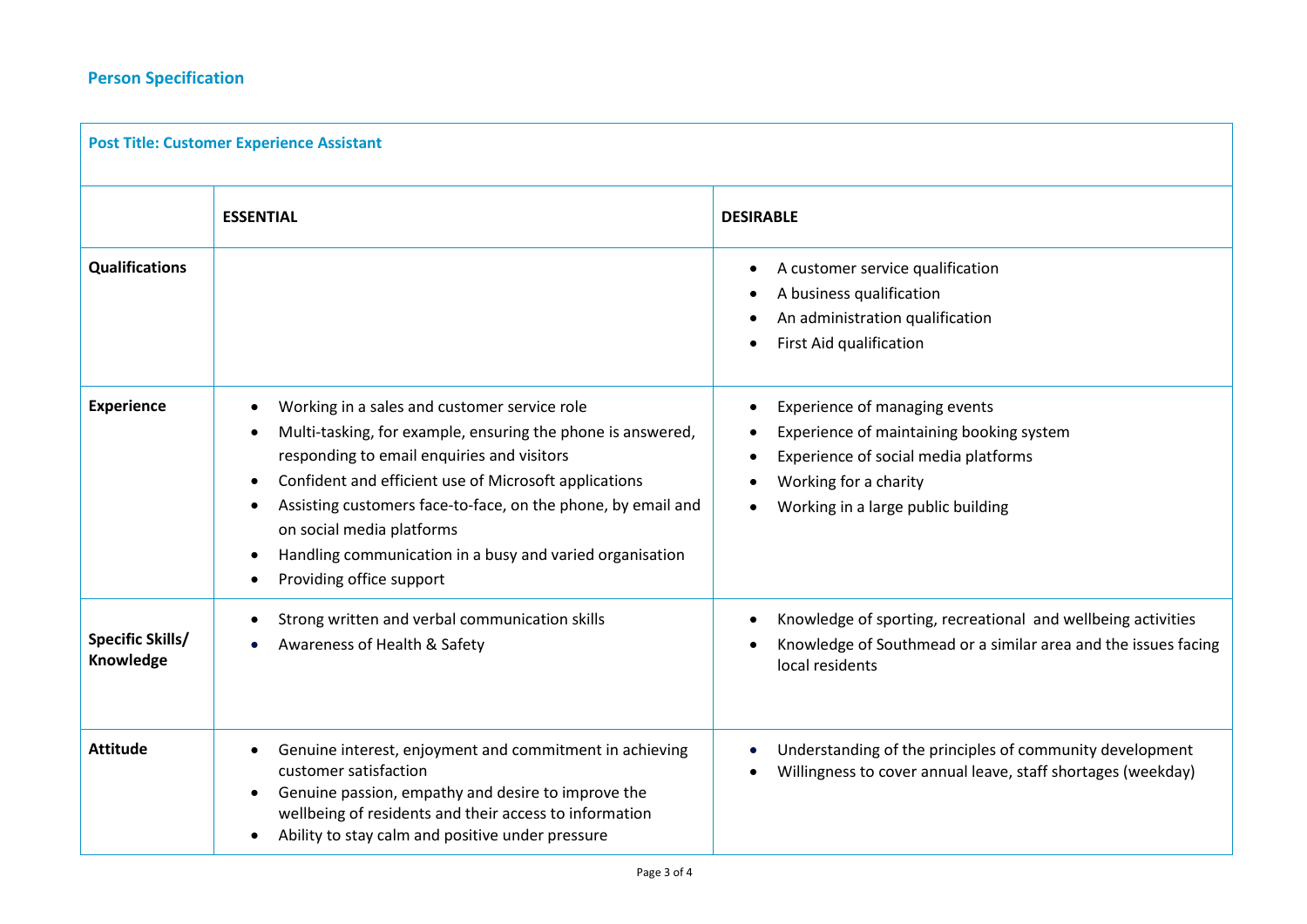## Person Specification

| Post Title: Customer Experience Assistant | | |
|---|---|---|
| | **ESSENTIAL** | **DESIRABLE** |
| **Qualifications** | | • A customer service qualification<br>• A business qualification<br>• An administration qualification<br>• First Aid qualification |
| **Experience** | • Working in a sales and customer service role<br>• Multi-tasking, for example, ensuring the phone is answered, responding to email enquiries and visitors<br>• Confident and efficient use of Microsoft applications<br>• Assisting customers face-to-face, on the phone, by email and on social media platforms<br>• Handling communication in a busy and varied organisation<br>• Providing office support | • Experience of managing events<br>• Experience of maintaining booking system<br>• Experience of social media platforms<br>• Working for a charity<br>• Working in a large public building |
| **Specific Skills/ Knowledge** | • Strong written and verbal communication skills<br>• Awareness of Health & Safety | • Knowledge of sporting, recreational and wellbeing activities<br>• Knowledge of Southmead or a similar area and the issues facing local residents |
| **Attitude** | • Genuine interest, enjoyment and commitment in achieving customer satisfaction<br>• Genuine passion, empathy and desire to improve the wellbeing of residents and their access to information<br>• Ability to stay calm and positive under pressure | • Understanding of the principles of community development<br>• Willingness to cover annual leave, staff shortages (weekday) |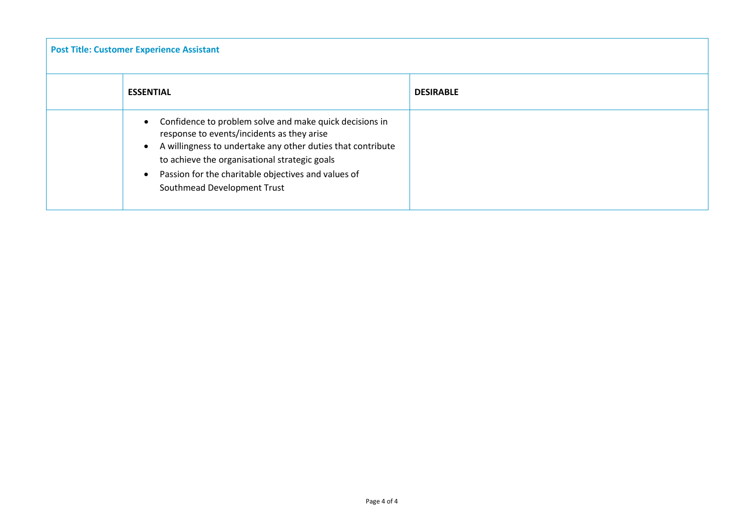**Post Title: Customer Experience Assistant**

| | ESSENTIAL | DESIRABLE |
|---|---|---|
| | • Confidence to problem solve and make quick decisions in response to events/incidents as they arise<br>• A willingness to undertake any other duties that contribute to achieve the organisational strategic goals<br>• Passion for the charitable objectives and values of Southmead Development Trust | |